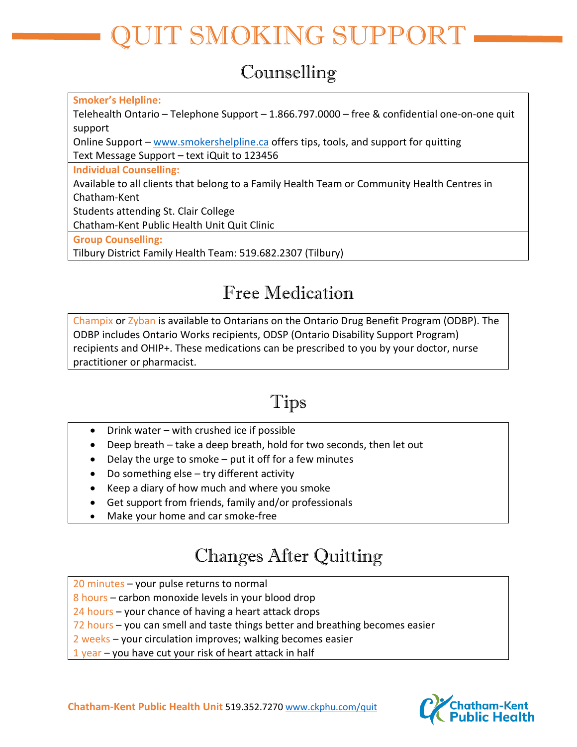# QUIT SMOKING SUPPORT

## Counselling

**Smoker's Helpline:**

Telehealth Ontario – Telephone Support – 1.866.797.0000 – free & confidential one-on-one quit support

Online Support – www.smokershelpline.ca offers tips, tools, and support for quitting

Text Message Support – text iQuit to 123456

**Individual Counselling:**

Available to all clients that belong to a Family Health Team or Community Health Centres in Chatham-Kent

Students attending St. Clair College

Chatham-Kent Public Health Unit Quit Clinic

**Group Counselling:**

Tilbury District Family Health Team: 519.682.2307 (Tilbury)

## Free Medication

Champix or Zyban is available to Ontarians on the Ontario Drug Benefit Program (ODBP). The ODBP includes Ontario Works recipients, ODSP (Ontario Disability Support Program) recipients and OHIP+. These medications can be prescribed to you by your doctor, nurse practitioner or pharmacist.

## Tips

- Drink water – with crushed ice if possible
- Deep breath – take a deep breath, hold for two seconds, then let out
- Delay the urge to smoke – put it off for a few minutes
- Do something else – try different activity
- Keep a diary of how much and where you smoke
- Get support from friends, family and/or professionals
- Make your home and car smoke-free

## Changes After Quitting

20 minutes – your pulse returns to normal

8 hours – carbon monoxide levels in your blood drop

24 hours – your chance of having a heart attack drops

72 hours – you can smell and taste things better and breathing becomes easier

2 weeks – your circulation improves; walking becomes easier

1 year – you have cut your risk of heart attack in half

**Chatham-Kent Public Health Unit** 519.352.7270 www.ckphu.com/quit

Chatham-Kent Public Health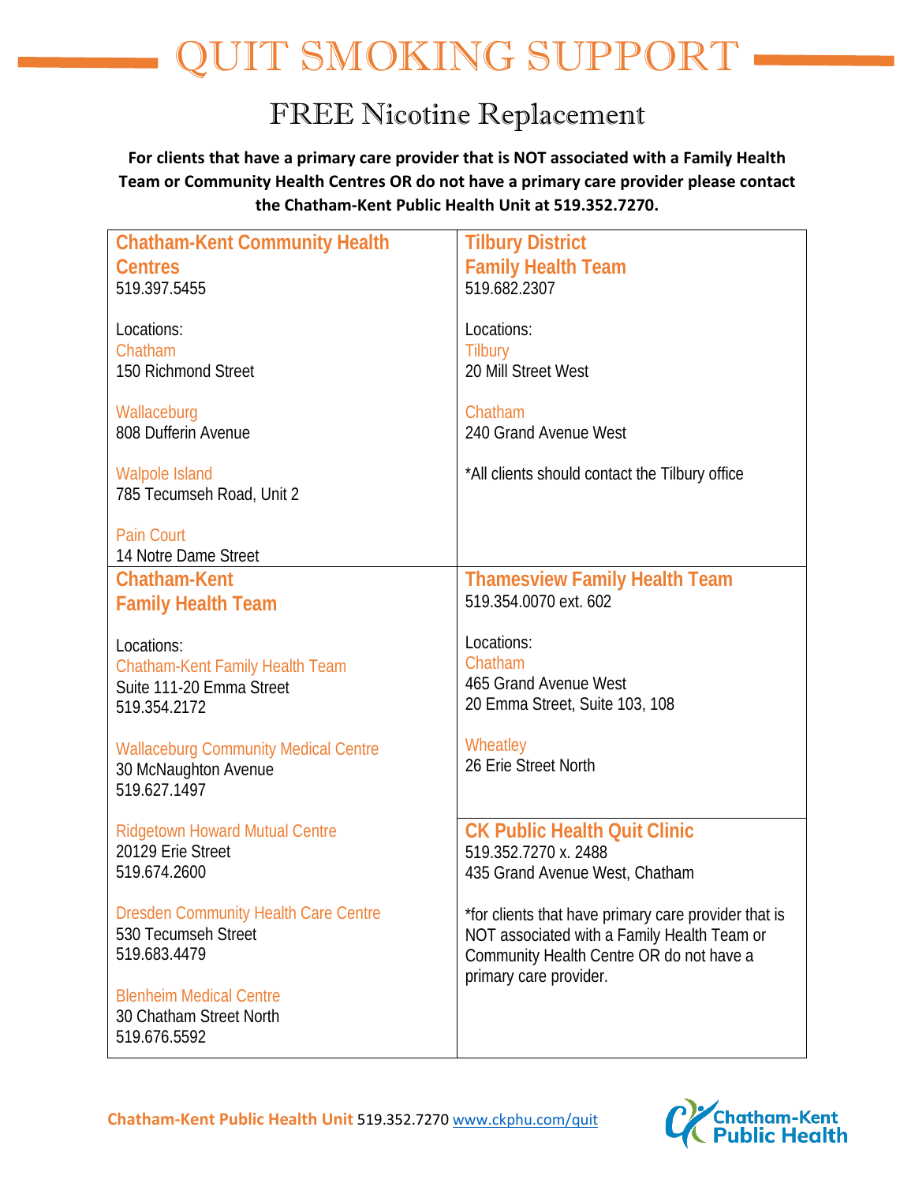# QUIT SMOKING SUPPORT

## FREE Nicotine Replacement

**For clients that have a primary care provider that is NOT associated with a Family Health Team or Community Health Centres OR do not have a primary care provider please contact the Chatham-Kent Public Health Unit at 519.352.7270.**

### Chatham-Kent Community Health Centres

519.397.5455

Locations:

Chatham
150 Richmond Street

Wallaceburg
808 Dufferin Avenue

Walpole Island
785 Tecumseh Road, Unit 2

Pain Court
14 Notre Dame Street

### Tilbury District Family Health Team

519.682.2307

Locations:

Tilbury
20 Mill Street West

Chatham
240 Grand Avenue West

*All clients should contact the Tilbury office

### Chatham-Kent Family Health Team

Locations:

Chatham-Kent Family Health Team
Suite 111-20 Emma Street
519.354.2172

Wallaceburg Community Medical Centre
30 McNaughton Avenue
519.627.1497

Ridgetown Howard Mutual Centre
20129 Erie Street
519.674.2600

Dresden Community Health Care Centre
530 Tecumseh Street
519.683.4479

Blenheim Medical Centre
30 Chatham Street North
519.676.5592

### Thamesview Family Health Team

519.354.0070 ext. 602

Locations:

Chatham
465 Grand Avenue West
20 Emma Street, Suite 103, 108

Wheatley
26 Erie Street North

### CK Public Health Quit Clinic

519.352.7270 x. 2488
435 Grand Avenue West, Chatham

*for clients that have primary care provider that is NOT associated with a Family Health Team or Community Health Centre OR do not have a primary care provider.

**Chatham-Kent Public Health Unit** 519.352.7270 www.ckphu.com/quit